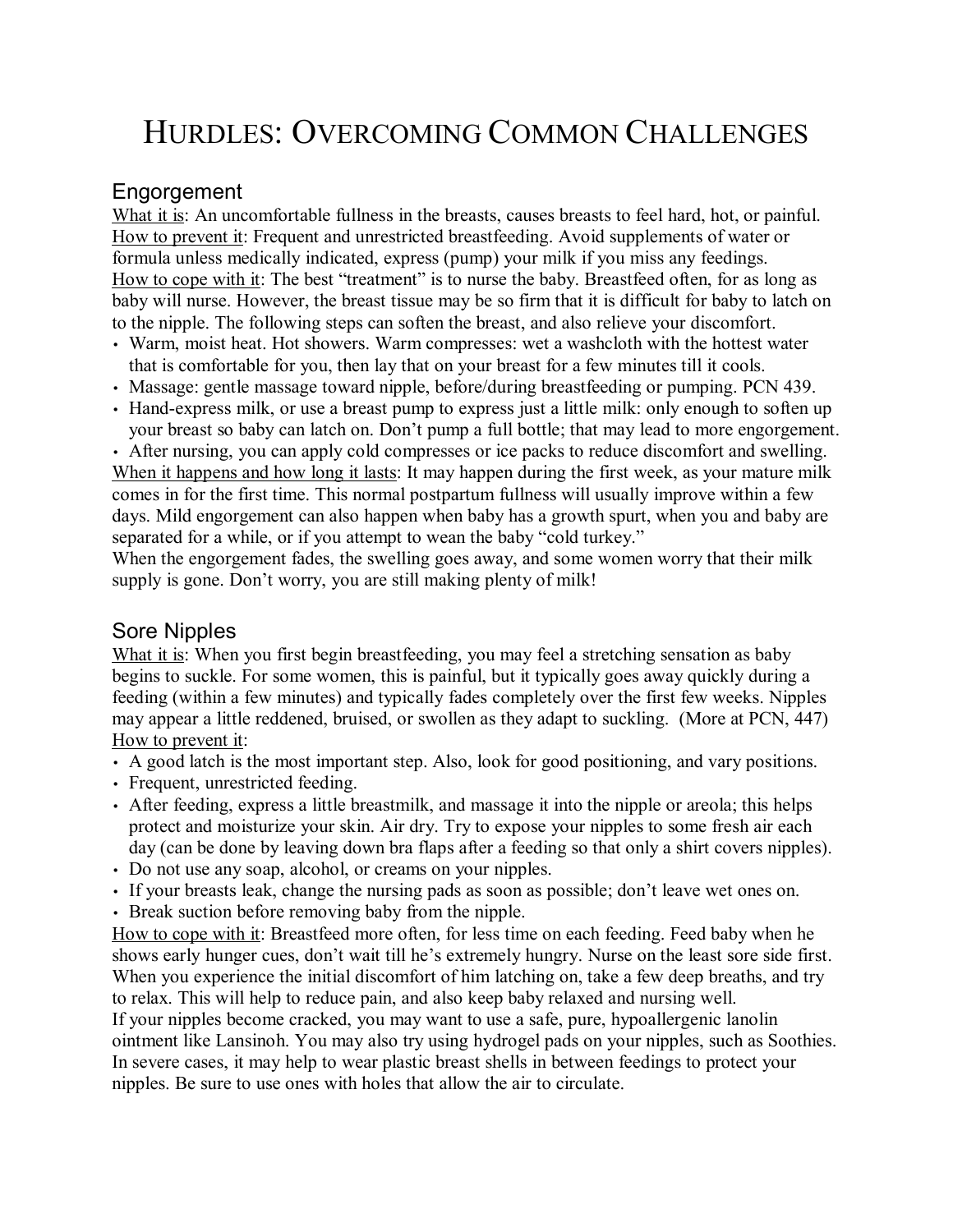# HURDLES: OVERCOMING COMMON CHALLENGES

## Engorgement

What it is: An uncomfortable fullness in the breasts, causes breasts to feel hard, hot, or painful.
How to prevent it: Frequent and unrestricted breastfeeding. Avoid supplements of water or formula unless medically indicated, express (pump) your milk if you miss any feedings.
How to cope with it: The best "treatment" is to nurse the baby. Breastfeed often, for as long as baby will nurse. However, the breast tissue may be so firm that it is difficult for baby to latch on to the nipple. The following steps can soften the breast, and also relieve your discomfort.

- Warm, moist heat. Hot showers. Warm compresses: wet a washcloth with the hottest water that is comfortable for you, then lay that on your breast for a few minutes till it cools.
- Massage: gentle massage toward nipple, before/during breastfeeding or pumping. PCN 439.
- Hand-express milk, or use a breast pump to express just a little milk: only enough to soften up your breast so baby can latch on. Don't pump a full bottle; that may lead to more engorgement.
- After nursing, you can apply cold compresses or ice packs to reduce discomfort and swelling.

When it happens and how long it lasts: It may happen during the first week, as your mature milk comes in for the first time. This normal postpartum fullness will usually improve within a few days. Mild engorgement can also happen when baby has a growth spurt, when you and baby are separated for a while, or if you attempt to wean the baby "cold turkey."
When the engorgement fades, the swelling goes away, and some women worry that their milk supply is gone. Don't worry, you are still making plenty of milk!

## Sore Nipples

What it is: When you first begin breastfeeding, you may feel a stretching sensation as baby begins to suckle. For some women, this is painful, but it typically goes away quickly during a feeding (within a few minutes) and typically fades completely over the first few weeks. Nipples may appear a little reddened, bruised, or swollen as they adapt to suckling. (More at PCN, 447)
How to prevent it:

- A good latch is the most important step. Also, look for good positioning, and vary positions.
- Frequent, unrestricted feeding.
- After feeding, express a little breastmilk, and massage it into the nipple or areola; this helps protect and moisturize your skin. Air dry. Try to expose your nipples to some fresh air each day (can be done by leaving down bra flaps after a feeding so that only a shirt covers nipples).
- Do not use any soap, alcohol, or creams on your nipples.
- If your breasts leak, change the nursing pads as soon as possible; don't leave wet ones on.
- Break suction before removing baby from the nipple.

How to cope with it: Breastfeed more often, for less time on each feeding. Feed baby when he shows early hunger cues, don't wait till he's extremely hungry. Nurse on the least sore side first. When you experience the initial discomfort of him latching on, take a few deep breaths, and try to relax. This will help to reduce pain, and also keep baby relaxed and nursing well.
If your nipples become cracked, you may want to use a safe, pure, hypoallergenic lanolin ointment like Lansinoh. You may also try using hydrogel pads on your nipples, such as Soothies. In severe cases, it may help to wear plastic breast shells in between feedings to protect your nipples. Be sure to use ones with holes that allow the air to circulate.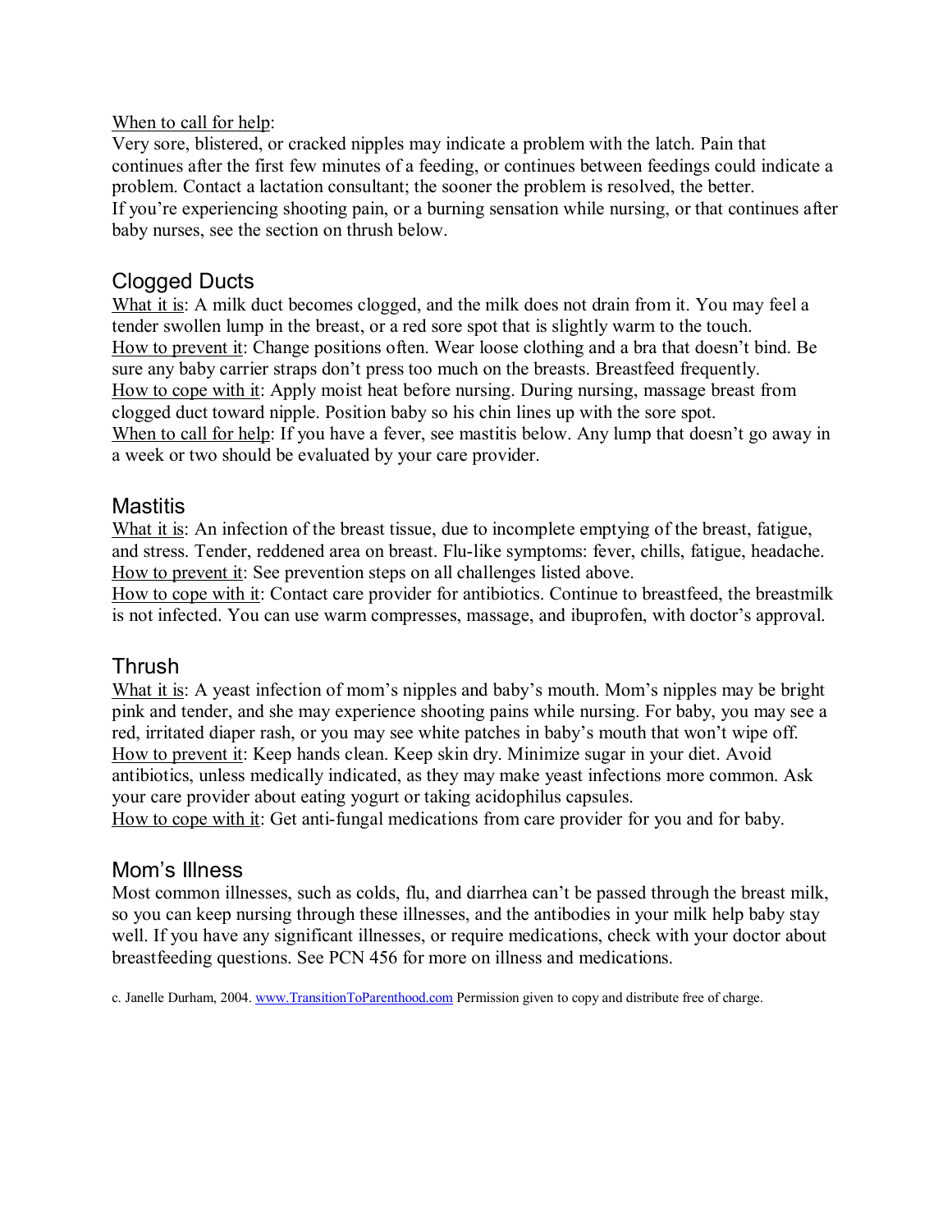When to call for help:
Very sore, blistered, or cracked nipples may indicate a problem with the latch. Pain that continues after the first few minutes of a feeding, or continues between feedings could indicate a problem. Contact a lactation consultant; the sooner the problem is resolved, the better.
If you're experiencing shooting pain, or a burning sensation while nursing, or that continues after baby nurses, see the section on thrush below.

## Clogged Ducts

What it is: A milk duct becomes clogged, and the milk does not drain from it. You may feel a tender swollen lump in the breast, or a red sore spot that is slightly warm to the touch.
How to prevent it: Change positions often. Wear loose clothing and a bra that doesn't bind. Be sure any baby carrier straps don't press too much on the breasts. Breastfeed frequently.
How to cope with it: Apply moist heat before nursing. During nursing, massage breast from clogged duct toward nipple. Position baby so his chin lines up with the sore spot.
When to call for help: If you have a fever, see mastitis below. Any lump that doesn't go away in a week or two should be evaluated by your care provider.

## Mastitis

What it is: An infection of the breast tissue, due to incomplete emptying of the breast, fatigue, and stress. Tender, reddened area on breast. Flu-like symptoms: fever, chills, fatigue, headache.
How to prevent it: See prevention steps on all challenges listed above.
How to cope with it: Contact care provider for antibiotics. Continue to breastfeed, the breastmilk is not infected. You can use warm compresses, massage, and ibuprofen, with doctor's approval.

## Thrush

What it is: A yeast infection of mom's nipples and baby's mouth. Mom's nipples may be bright pink and tender, and she may experience shooting pains while nursing. For baby, you may see a red, irritated diaper rash, or you may see white patches in baby's mouth that won't wipe off.
How to prevent it: Keep hands clean. Keep skin dry. Minimize sugar in your diet. Avoid antibiotics, unless medically indicated, as they may make yeast infections more common. Ask your care provider about eating yogurt or taking acidophilus capsules.
How to cope with it: Get anti-fungal medications from care provider for you and for baby.

## Mom's Illness

Most common illnesses, such as colds, flu, and diarrhea can't be passed through the breast milk, so you can keep nursing through these illnesses, and the antibodies in your milk help baby stay well. If you have any significant illnesses, or require medications, check with your doctor about breastfeeding questions. See PCN 456 for more on illness and medications.

c. Janelle Durham, 2004. www.TransitionToParenthood.com Permission given to copy and distribute free of charge.